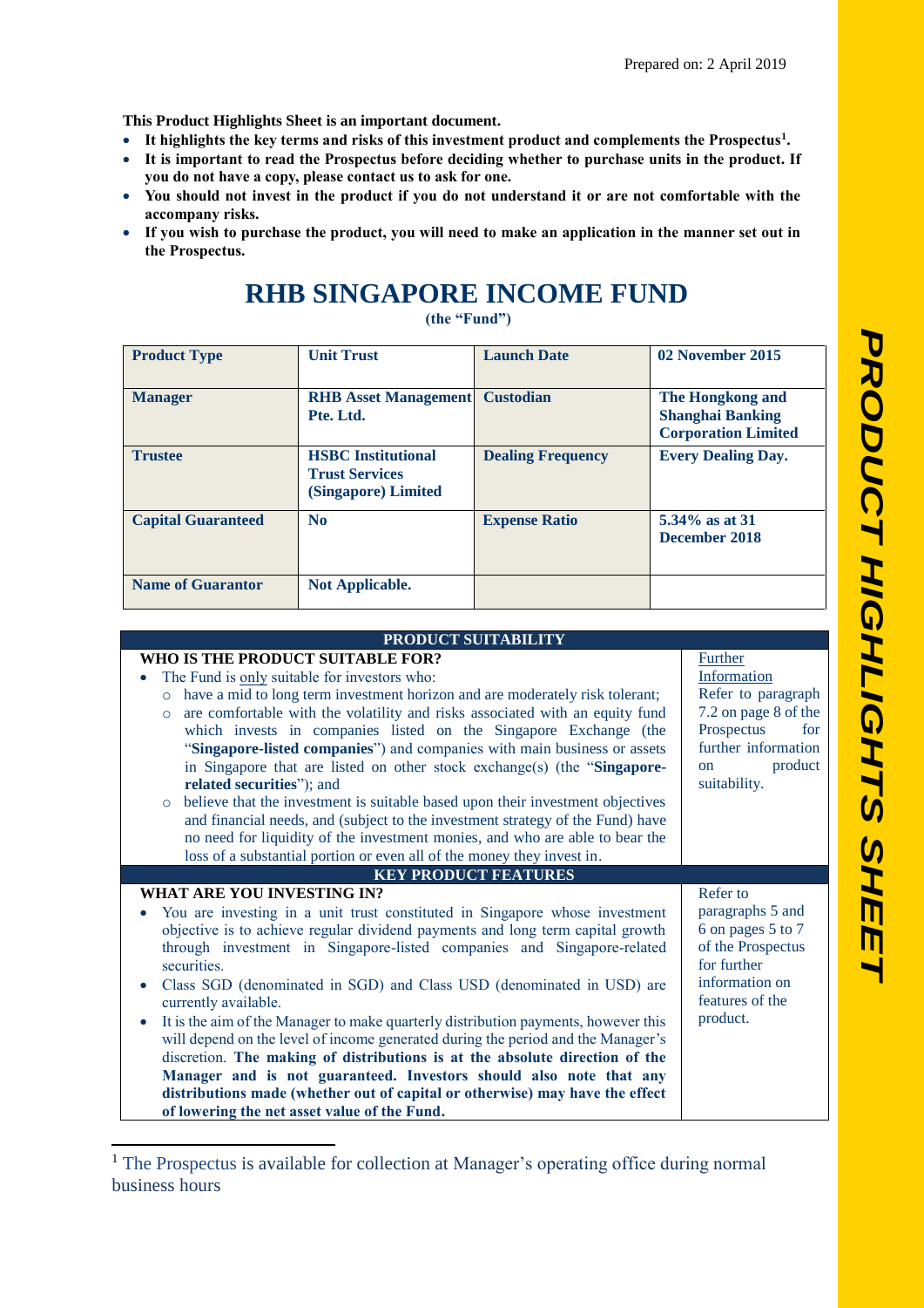Prepared on: 2 April 2019

**This Product Highlights Sheet is an important document.**

- **It highlights the key terms and risks of this investment product and complements the Prospectus[1].**
- **It is important to read the Prospectus before deciding whether to purchase units in the product. If you do not have a copy, please contact us to ask for one.**
- **You should not invest in the product if you do not understand it or are not comfortable with the accompany risks.**
- **If you wish to purchase the product, you will need to make an application in the manner set out in the Prospectus.**

# RHB SINGAPORE INCOME FUND

**(the "Fund")**

| **Product Type** | **Unit Trust** | **Launch Date** | **02 November 2015** |
|---|---|---|---|
| **Manager** | **RHB Asset Management Pte. Ltd.** | **Custodian** | **The Hongkong and Shanghai Banking Corporation Limited** |
| **Trustee** | **HSBC Institutional Trust Services (Singapore) Limited** | **Dealing Frequency** | **Every Dealing Day.** |
| **Capital Guaranteed** | **No** | **Expense Ratio** | **5.34% as at 31 December 2018** |
| **Name of Guarantor** | **Not Applicable.** | | |

## PRODUCT SUITABILITY

| **WHO IS THE PRODUCT SUITABLE FOR?** | Further Information |
|---|---|
| • The Fund is only suitable for investors who:<br>○ have a mid to long term investment horizon and are moderately risk tolerant;<br>○ are comfortable with the volatility and risks associated with an equity fund which invests in companies listed on the Singapore Exchange (the "**Singapore-listed companies**") and companies with main business or assets in Singapore that are listed on other stock exchange(s) (the "**Singapore-related securities**"); and<br>○ believe that the investment is suitable based upon their investment objectives and financial needs, and (subject to the investment strategy of the Fund) have no need for liquidity of the investment monies, and who are able to bear the loss of a substantial portion or even all of the money they invest in. | Refer to paragraph 7.2 on page 8 of the Prospectus for further information on product suitability. |

## KEY PRODUCT FEATURES

| **WHAT ARE YOU INVESTING IN?** | |
|---|---|
| • You are investing in a unit trust constituted in Singapore whose investment objective is to achieve regular dividend payments and long term capital growth through investment in Singapore-listed companies and Singapore-related securities.<br>• Class SGD (denominated in SGD) and Class USD (denominated in USD) are currently available.<br>• It is the aim of the Manager to make quarterly distribution payments, however this will depend on the level of income generated during the period and the Manager's discretion. **The making of distributions is at the absolute direction of the Manager and is not guaranteed. Investors should also note that any distributions made (whether out of capital or otherwise) may have the effect of lowering the net asset value of the Fund.** | Refer to paragraphs 5 and 6 on pages 5 to 7 of the Prospectus for further information on features of the product. |

[1] The Prospectus is available for collection at Manager's operating office during normal business hours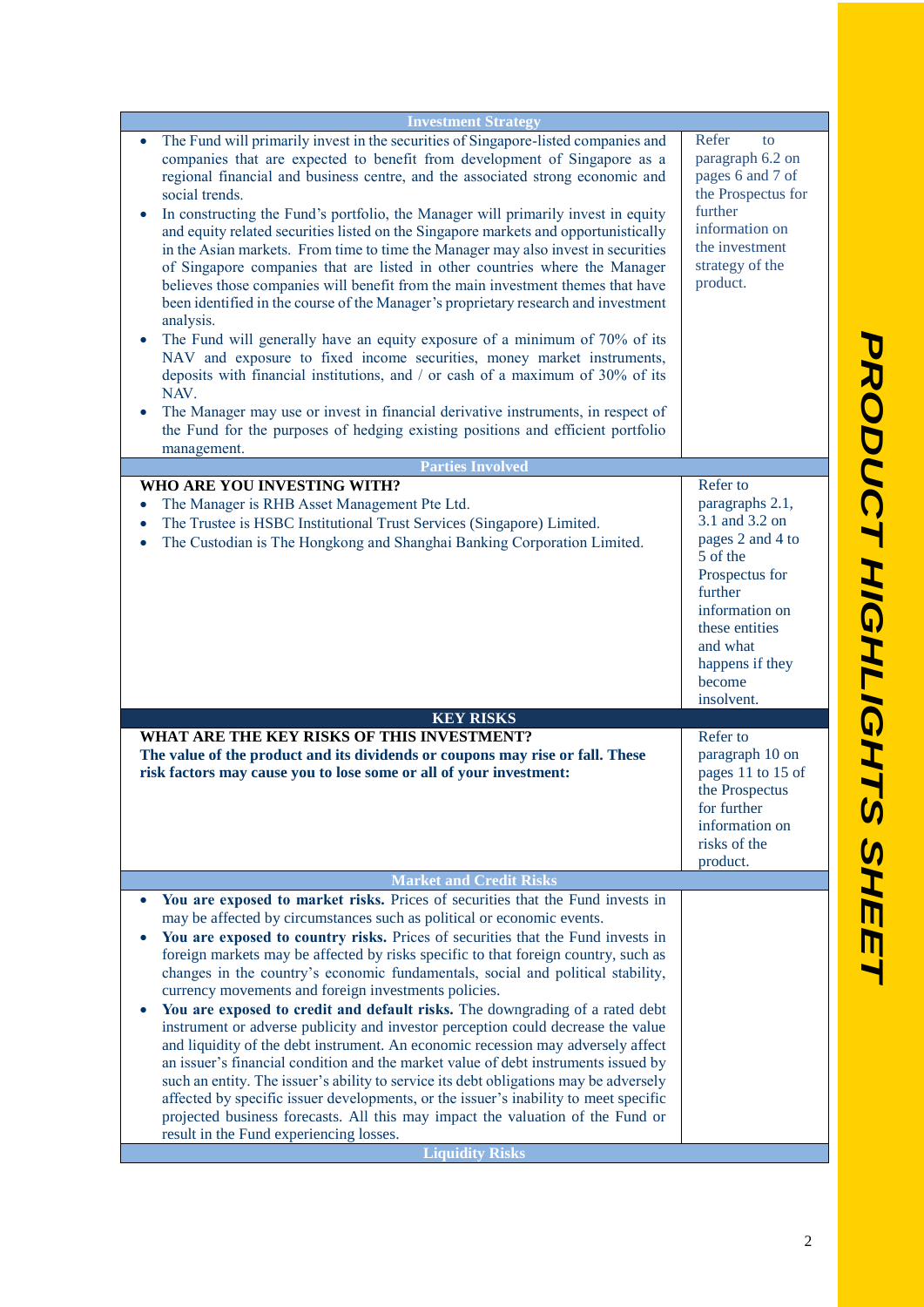| Investment Strategy | |
|---|---|
| • The Fund will primarily invest in the securities of Singapore-listed companies and companies that are expected to benefit from development of Singapore as a regional financial and business centre, and the associated strong economic and social trends.<br>• In constructing the Fund's portfolio, the Manager will primarily invest in equity and equity related securities listed on the Singapore markets and opportunistically in the Asian markets. From time to time the Manager may also invest in securities of Singapore companies that are listed in other countries where the Manager believes those companies will benefit from the main investment themes that have been identified in the course of the Manager's proprietary research and investment analysis.<br>• The Fund will generally have an equity exposure of a minimum of 70% of its NAV and exposure to fixed income securities, money market instruments, deposits with financial institutions, and / or cash of a maximum of 30% of its NAV.<br>• The Manager may use or invest in financial derivative instruments, in respect of the Fund for the purposes of hedging existing positions and efficient portfolio management. | Refer to paragraph 6.2 on pages 6 and 7 of the Prospectus for further information on the investment strategy of the product. |
| **Parties Involved** | |
| **WHO ARE YOU INVESTING WITH?**<br>• The Manager is RHB Asset Management Pte Ltd.<br>• The Trustee is HSBC Institutional Trust Services (Singapore) Limited.<br>• The Custodian is The Hongkong and Shanghai Banking Corporation Limited. | Refer to paragraphs 2.1, 3.1 and 3.2 on pages 2 and 4 to 5 of the Prospectus for further information on these entities and what happens if they become insolvent. |
| **KEY RISKS** | |
| **WHAT ARE THE KEY RISKS OF THIS INVESTMENT?**<br>**The value of the product and its dividends or coupons may rise or fall. These risk factors may cause you to lose some or all of your investment:** | Refer to paragraph 10 on pages 11 to 15 of the Prospectus for further information on risks of the product. |
| **Market and Credit Risks** | |
| • **You are exposed to market risks.** Prices of securities that the Fund invests in may be affected by circumstances such as political or economic events.<br>• **You are exposed to country risks.** Prices of securities that the Fund invests in foreign markets may be affected by risks specific to that foreign country, such as changes in the country's economic fundamentals, social and political stability, currency movements and foreign investments policies.<br>• **You are exposed to credit and default risks.** The downgrading of a rated debt instrument or adverse publicity and investor perception could decrease the value and liquidity of the debt instrument. An economic recession may adversely affect an issuer's financial condition and the market value of debt instruments issued by such an entity. The issuer's ability to service its debt obligations may be adversely affected by specific issuer developments, or the issuer's inability to meet specific projected business forecasts. All this may impact the valuation of the Fund or result in the Fund experiencing losses. | |
| **Liquidity Risks** | |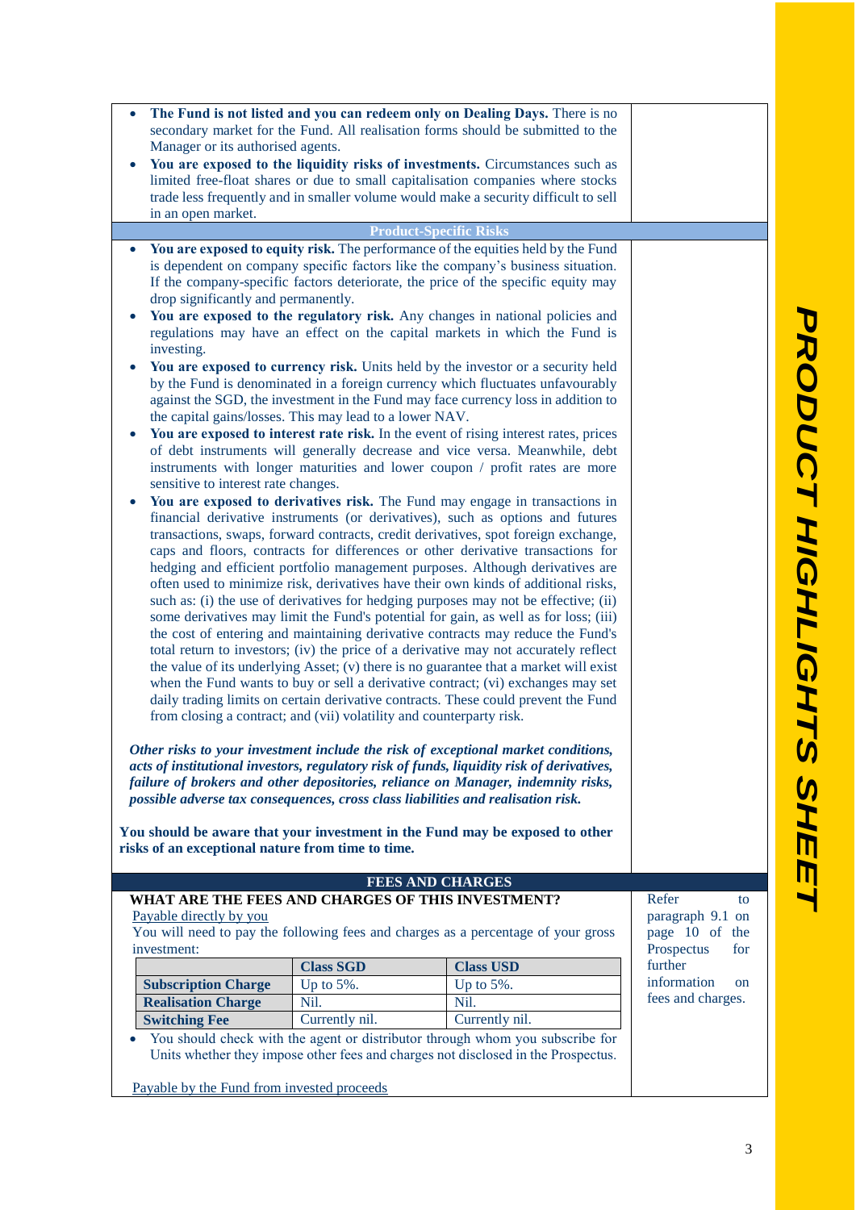- **The Fund is not listed and you can redeem only on Dealing Days.** There is no secondary market for the Fund. All realisation forms should be submitted to the Manager or its authorised agents.
- **You are exposed to the liquidity risks of investments.** Circumstances such as limited free-float shares or due to small capitalisation companies where stocks trade less frequently and in smaller volume would make a security difficult to sell in an open market.

### Product-Specific Risks

- **You are exposed to equity risk.** The performance of the equities held by the Fund is dependent on company specific factors like the company's business situation. If the company-specific factors deteriorate, the price of the specific equity may drop significantly and permanently.
- **You are exposed to the regulatory risk.** Any changes in national policies and regulations may have an effect on the capital markets in which the Fund is investing.
- **You are exposed to currency risk.** Units held by the investor or a security held by the Fund is denominated in a foreign currency which fluctuates unfavourably against the SGD, the investment in the Fund may face currency loss in addition to the capital gains/losses. This may lead to a lower NAV.
- **You are exposed to interest rate risk.** In the event of rising interest rates, prices of debt instruments will generally decrease and vice versa. Meanwhile, debt instruments with longer maturities and lower coupon / profit rates are more sensitive to interest rate changes.
- **You are exposed to derivatives risk.** The Fund may engage in transactions in financial derivative instruments (or derivatives), such as options and futures transactions, swaps, forward contracts, credit derivatives, spot foreign exchange, caps and floors, contracts for differences or other derivative transactions for hedging and efficient portfolio management purposes. Although derivatives are often used to minimize risk, derivatives have their own kinds of additional risks, such as: (i) the use of derivatives for hedging purposes may not be effective; (ii) some derivatives may limit the Fund's potential for gain, as well as for loss; (iii) the cost of entering and maintaining derivative contracts may reduce the Fund's total return to investors; (iv) the price of a derivative may not accurately reflect the value of its underlying Asset; (v) there is no guarantee that a market will exist when the Fund wants to buy or sell a derivative contract; (vi) exchanges may set daily trading limits on certain derivative contracts. These could prevent the Fund from closing a contract; and (vii) volatility and counterparty risk.

***Other risks to your investment include the risk of exceptional market conditions, acts of institutional investors, regulatory risk of funds, liquidity risk of derivatives, failure of brokers and other depositories, reliance on Manager, indemnity risks, possible adverse tax consequences, cross class liabilities and realisation risk.***

**You should be aware that your investment in the Fund may be exposed to other risks of an exceptional nature from time to time.**

## FEES AND CHARGES

**WHAT ARE THE FEES AND CHARGES OF THIS INVESTMENT?**

Payable directly by you

You will need to pay the following fees and charges as a percentage of your gross investment:

| | Class SGD | Class USD |
|---|---|---|
| **Subscription Charge** | Up to 5%. | Up to 5%. |
| **Realisation Charge** | Nil. | Nil. |
| **Switching Fee** | Currently nil. | Currently nil. |

- You should check with the agent or distributor through whom you subscribe for Units whether they impose other fees and charges not disclosed in the Prospectus.

Payable by the Fund from invested proceeds

Refer to paragraph 9.1 on page 10 of the Prospectus for further information on fees and charges.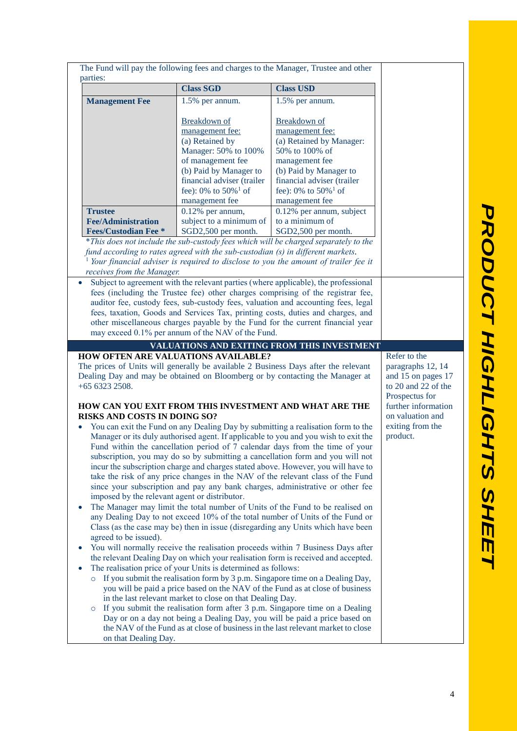The Fund will pay the following fees and charges to the Manager, Trustee and other parties:

| | Class SGD | Class USD |
|---|---|---|
| **Management Fee** | 1.5% per annum.<br><br>Breakdown of management fee:<br>(a) Retained by Manager: 50% to 100% of management fee<br>(b) Paid by Manager to financial adviser (trailer fee): 0% to 50%[1] of management fee | 1.5% per annum.<br><br>Breakdown of management fee:<br>(a) Retained by Manager: 50% to 100% of management fee<br>(b) Paid by Manager to financial adviser (trailer fee): 0% to 50%[1] of management fee |
| **Trustee Fee/Administration Fees/Custodian Fee** * | 0.12% per annum, subject to a minimum of SGD2,500 per month. | 0.12% per annum, subject to a minimum of SGD2,500 per month. |

*\*This does not include the sub-custody fees which will be charged separately to the fund according to rates agreed with the sub-custodian (s) in different markets.*

*[1] Your financial adviser is required to disclose to you the amount of trailer fee it receives from the Manager.*

- Subject to agreement with the relevant parties (where applicable), the professional fees (including the Trustee fee) other charges comprising of the registrar fee, auditor fee, custody fees, sub-custody fees, valuation and accounting fees, legal fees, taxation, Goods and Services Tax, printing costs, duties and charges, and other miscellaneous charges payable by the Fund for the current financial year may exceed 0.1% per annum of the NAV of the Fund.

## VALUATIONS AND EXITING FROM THIS INVESTMENT

*Refer to the paragraphs 12, 14 and 15 on pages 17 to 20 and 22 of the Prospectus for further information on valuation and exiting from the product.*

### HOW OFTEN ARE VALUATIONS AVAILABLE?

The prices of Units will generally be available 2 Business Days after the relevant Dealing Day and may be obtained on Bloomberg or by contacting the Manager at +65 6323 2508.

### HOW CAN YOU EXIT FROM THIS INVESTMENT AND WHAT ARE THE RISKS AND COSTS IN DOING SO?

- You can exit the Fund on any Dealing Day by submitting a realisation form to the Manager or its duly authorised agent. If applicable to you and you wish to exit the Fund within the cancellation period of 7 calendar days from the time of your subscription, you may do so by submitting a cancellation form and you will not incur the subscription charge and charges stated above. However, you will have to take the risk of any price changes in the NAV of the relevant class of the Fund since your subscription and pay any bank charges, administrative or other fee imposed by the relevant agent or distributor.
- The Manager may limit the total number of Units of the Fund to be realised on any Dealing Day to not exceed 10% of the total number of Units of the Fund or Class (as the case may be) then in issue (disregarding any Units which have been agreed to be issued).
- You will normally receive the realisation proceeds within 7 Business Days after the relevant Dealing Day on which your realisation form is received and accepted.
- The realisation price of your Units is determined as follows:
  - If you submit the realisation form by 3 p.m. Singapore time on a Dealing Day, you will be paid a price based on the NAV of the Fund as at close of business in the last relevant market to close on that Dealing Day.
  - If you submit the realisation form after 3 p.m. Singapore time on a Dealing Day or on a day not being a Dealing Day, you will be paid a price based on the NAV of the Fund as at close of business in the last relevant market to close on that Dealing Day.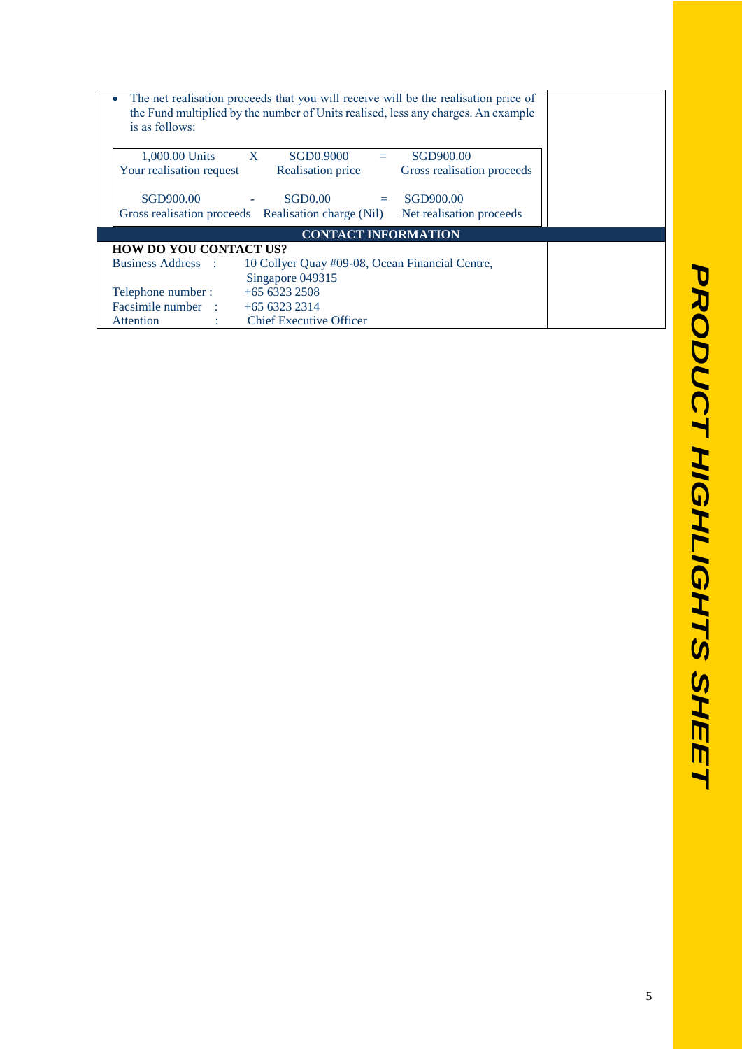- The net realisation proceeds that you will receive will be the realisation price of the Fund multiplied by the number of Units realised, less any charges. An example is as follows:

| 1,000.00 Units | X | SGD0.9000 | = | SGD900.00 |
|---|---|---|---|---|
| Your realisation request | | Realisation price | | Gross realisation proceeds |
| SGD900.00 | - | SGD0.00 | = | SGD900.00 |
| Gross realisation proceeds | | Realisation charge (Nil) | | Net realisation proceeds |

## CONTACT INFORMATION

**HOW DO YOU CONTACT US?**

Business Address : 10 Collyer Quay #09-08, Ocean Financial Centre, Singapore 049315

Telephone number : +65 6323 2508

Facsimile number : +65 6323 2314

Attention : Chief Executive Officer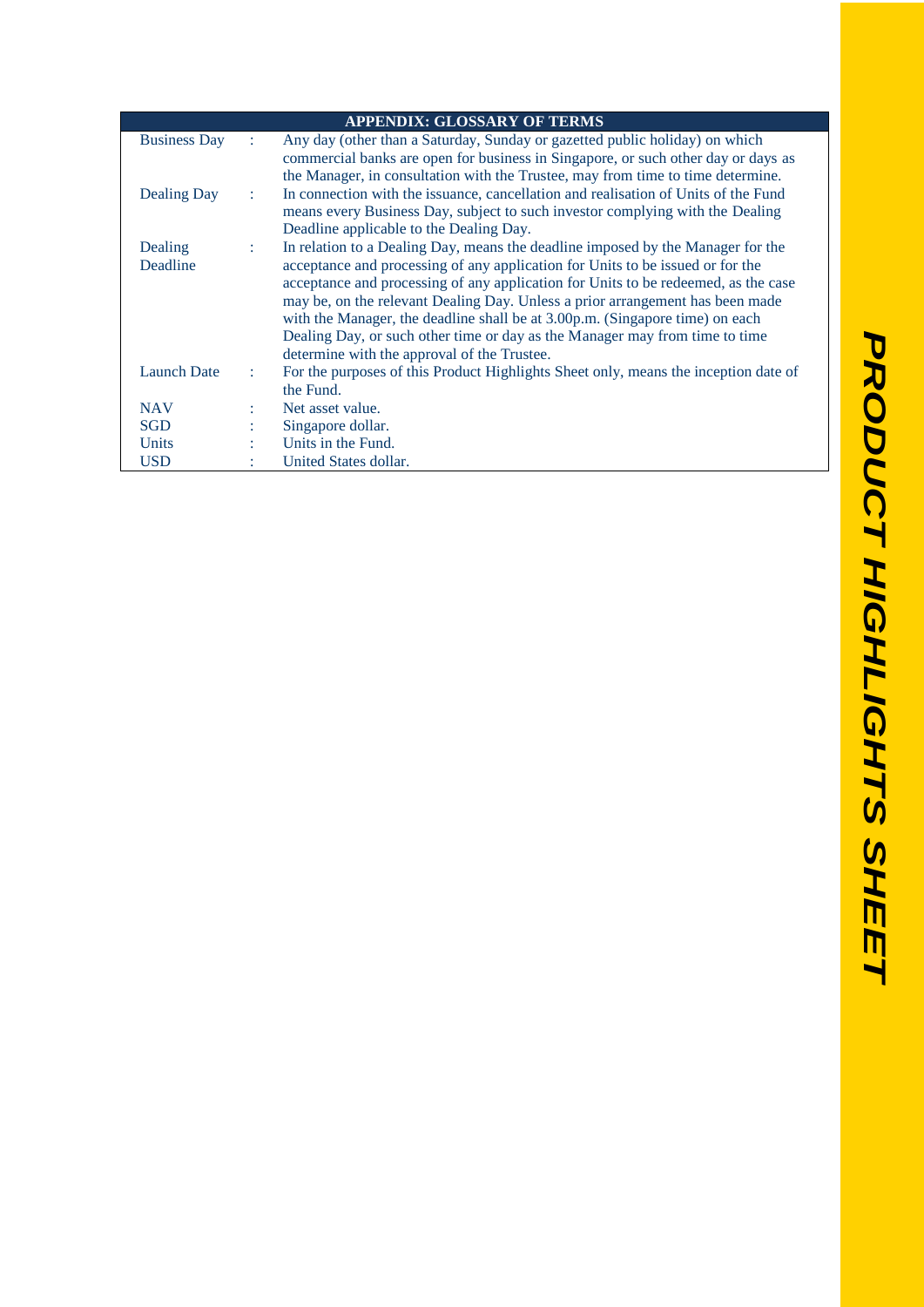| APPENDIX: GLOSSARY OF TERMS | | |
|---|---|---|
| Business Day | : | Any day (other than a Saturday, Sunday or gazetted public holiday) on which commercial banks are open for business in Singapore, or such other day or days as the Manager, in consultation with the Trustee, may from time to time determine. |
| Dealing Day | : | In connection with the issuance, cancellation and realisation of Units of the Fund means every Business Day, subject to such investor complying with the Dealing Deadline applicable to the Dealing Day. |
| Dealing Deadline | : | In relation to a Dealing Day, means the deadline imposed by the Manager for the acceptance and processing of any application for Units to be issued or for the acceptance and processing of any application for Units to be redeemed, as the case may be, on the relevant Dealing Day. Unless a prior arrangement has been made with the Manager, the deadline shall be at 3.00p.m. (Singapore time) on each Dealing Day, or such other time or day as the Manager may from time to time determine with the approval of the Trustee. |
| Launch Date | : | For the purposes of this Product Highlights Sheet only, means the inception date of the Fund. |
| NAV | : | Net asset value. |
| SGD | : | Singapore dollar. |
| Units | : | Units in the Fund. |
| USD | : | United States dollar. |